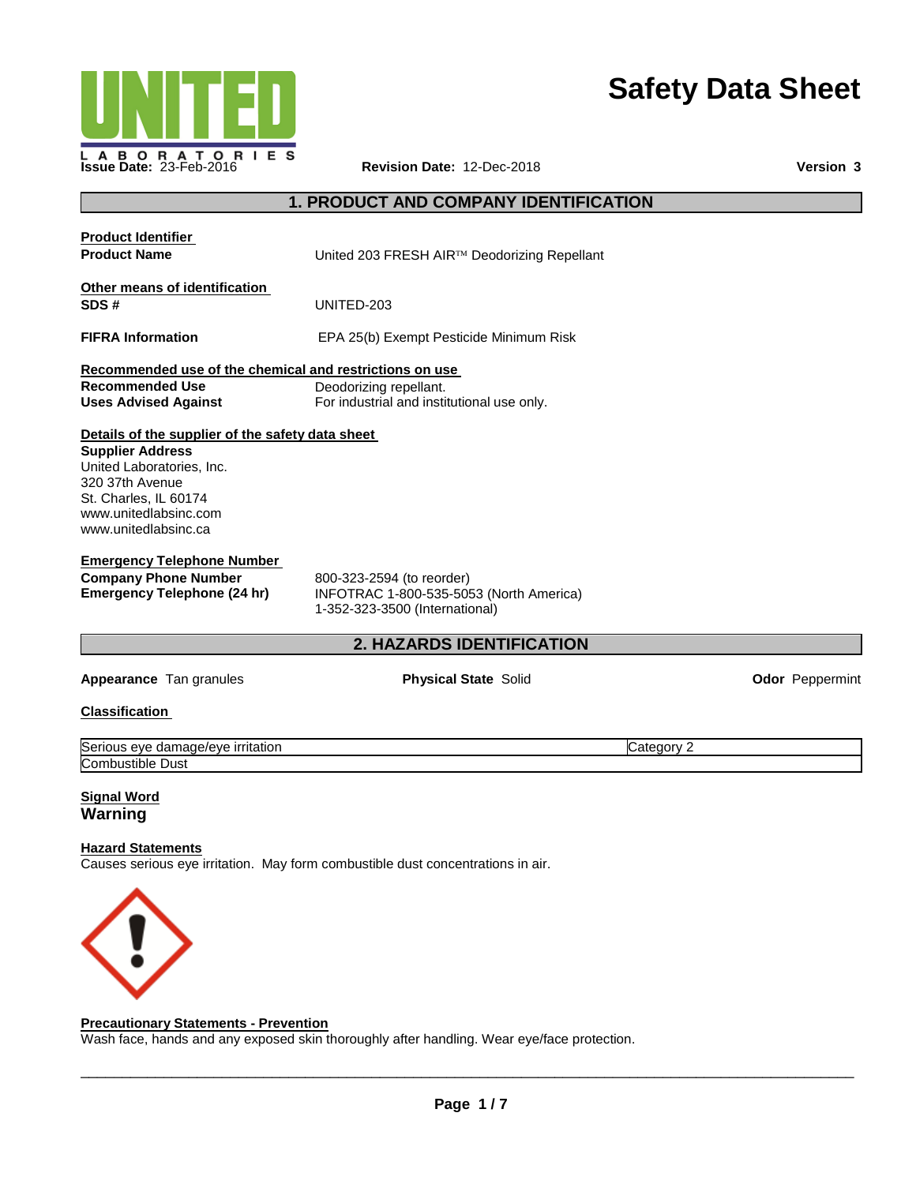# Safety Data Sheet

**Issue Date:** 23-Feb-2016 **Revision Date:** 12-Dec-2018 **Version 3**

## 1. PRODUCT AND COMPANY IDENTIFICATION

**Product Identifier**

**Product Name** United 203 FRESH AIR™ Deodorizing Repellant

**Other means of identification**

**SDS #** UNITED-203

**FIFRA Information** EPA 25(b) Exempt Pesticide Minimum Risk

**Recommended use of the chemical and restrictions on use**

**Recommended Use** Deodorizing repellant.

**Uses Advised Against** For industrial and institutional use only.

**Details of the supplier of the safety data sheet**

**Supplier Address**
United Laboratories, Inc.
320 37th Avenue
St. Charles, IL 60174
www.unitedlabsinc.com
www.unitedlabsinc.ca

**Emergency Telephone Number**

**Company Phone Number** 800-323-2594 (to reorder)

**Emergency Telephone (24 hr)** INFOTRAC 1-800-535-5053 (North America)
1-352-323-3500 (International)

## 2. HAZARDS IDENTIFICATION

**Appearance** Tan granules **Physical State** Solid **Odor** Peppermint

**Classification**

| | |
|---|---|
| Serious eye damage/eye irritation | Category 2 |
| Combustible Dust | |

**Signal Word**

**Warning**

**Hazard Statements**

Causes serious eye irritation. May form combustible dust concentrations in air.

**Precautionary Statements - Prevention**

Wash face, hands and any exposed skin thoroughly after handling. Wear eye/face protection.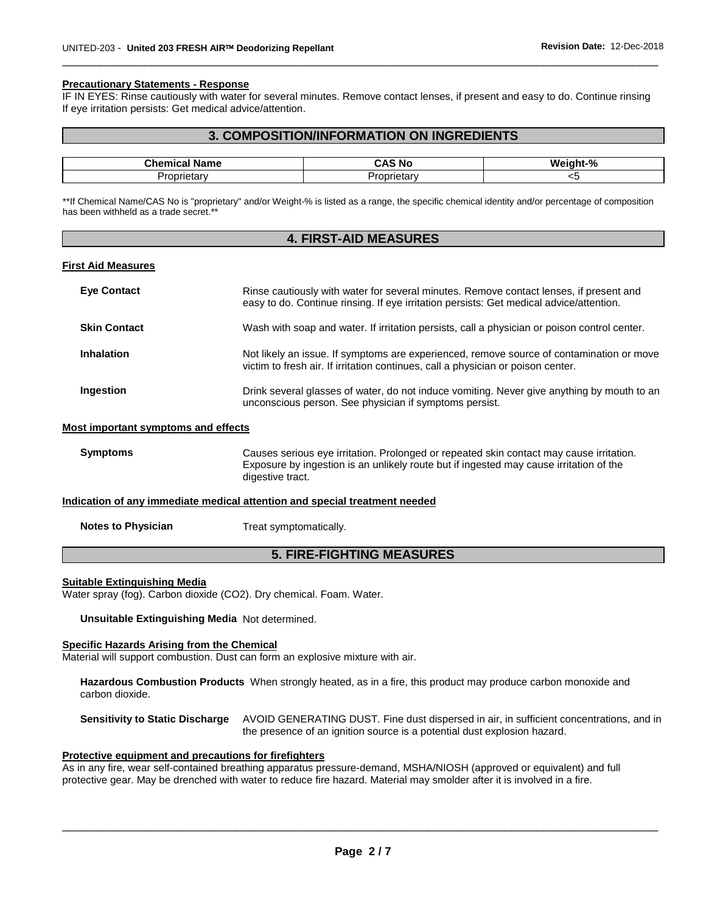#### Precautionary Statements - Response

IF IN EYES: Rinse cautiously with water for several minutes. Remove contact lenses, if present and easy to do. Continue rinsing
If eye irritation persists: Get medical advice/attention.

## 3. COMPOSITION/INFORMATION ON INGREDIENTS

| Chemical Name | CAS No | Weight-% |
|---|---|---|
| Proprietary | Proprietary | <5 |

**If Chemical Name/CAS No is "proprietary" and/or Weight-% is listed as a range, the specific chemical identity and/or percentage of composition has been withheld as a trade secret.**

## 4. FIRST-AID MEASURES

#### First Aid Measures

**Eye Contact** Rinse cautiously with water for several minutes. Remove contact lenses, if present and easy to do. Continue rinsing. If eye irritation persists: Get medical advice/attention.

**Skin Contact** Wash with soap and water. If irritation persists, call a physician or poison control center.

**Inhalation** Not likely an issue. If symptoms are experienced, remove source of contamination or move victim to fresh air. If irritation continues, call a physician or poison center.

**Ingestion** Drink several glasses of water, do not induce vomiting. Never give anything by mouth to an unconscious person. See physician if symptoms persist.

#### Most important symptoms and effects

**Symptoms** Causes serious eye irritation. Prolonged or repeated skin contact may cause irritation. Exposure by ingestion is an unlikely route but if ingested may cause irritation of the digestive tract.

#### Indication of any immediate medical attention and special treatment needed

**Notes to Physician** Treat symptomatically.

## 5. FIRE-FIGHTING MEASURES

#### Suitable Extinguishing Media

Water spray (fog). Carbon dioxide ($CO_2$). Dry chemical. Foam. Water.

**Unsuitable Extinguishing Media** Not determined.

#### Specific Hazards Arising from the Chemical

Material will support combustion. Dust can form an explosive mixture with air.

**Hazardous Combustion Products** When strongly heated, as in a fire, this product may produce carbon monoxide and carbon dioxide.

**Sensitivity to Static Discharge** AVOID GENERATING DUST. Fine dust dispersed in air, in sufficient concentrations, and in the presence of an ignition source is a potential dust explosion hazard.

#### Protective equipment and precautions for firefighters

As in any fire, wear self-contained breathing apparatus pressure-demand, MSHA/NIOSH (approved or equivalent) and full protective gear. May be drenched with water to reduce fire hazard. Material may smolder after it is involved in a fire.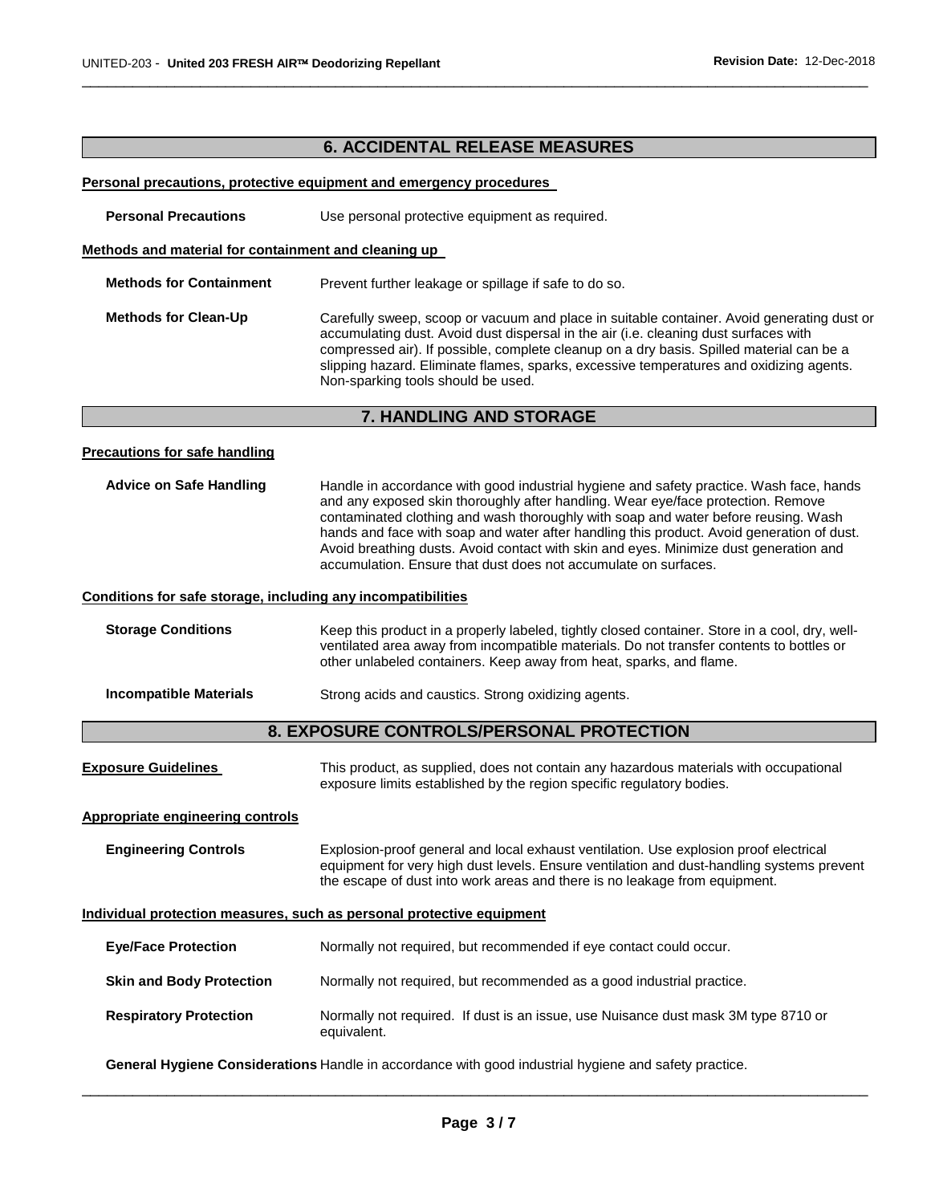## 6. ACCIDENTAL RELEASE MEASURES

**Personal precautions, protective equipment and emergency procedures**

**Personal Precautions** Use personal protective equipment as required.

**Methods and material for containment and cleaning up**

**Methods for Containment** Prevent further leakage or spillage if safe to do so.

**Methods for Clean-Up** Carefully sweep, scoop or vacuum and place in suitable container. Avoid generating dust or accumulating dust. Avoid dust dispersal in the air (i.e. cleaning dust surfaces with compressed air). If possible, complete cleanup on a dry basis. Spilled material can be a slipping hazard. Eliminate flames, sparks, excessive temperatures and oxidizing agents. Non-sparking tools should be used.

## 7. HANDLING AND STORAGE

**Precautions for safe handling**

**Advice on Safe Handling** Handle in accordance with good industrial hygiene and safety practice. Wash face, hands and any exposed skin thoroughly after handling. Wear eye/face protection. Remove contaminated clothing and wash thoroughly with soap and water before reusing. Wash hands and face with soap and water after handling this product. Avoid generation of dust. Avoid breathing dusts. Avoid contact with skin and eyes. Minimize dust generation and accumulation. Ensure that dust does not accumulate on surfaces.

**Conditions for safe storage, including any incompatibilities**

**Storage Conditions** Keep this product in a properly labeled, tightly closed container. Store in a cool, dry, well-ventilated area away from incompatible materials. Do not transfer contents to bottles or other unlabeled containers. Keep away from heat, sparks, and flame.

**Incompatible Materials** Strong acids and caustics. Strong oxidizing agents.

## 8. EXPOSURE CONTROLS/PERSONAL PROTECTION

**Exposure Guidelines** This product, as supplied, does not contain any hazardous materials with occupational exposure limits established by the region specific regulatory bodies.

**Appropriate engineering controls**

**Engineering Controls** Explosion-proof general and local exhaust ventilation. Use explosion proof electrical equipment for very high dust levels. Ensure ventilation and dust-handling systems prevent the escape of dust into work areas and there is no leakage from equipment.

**Individual protection measures, such as personal protective equipment**

**Eye/Face Protection** Normally not required, but recommended if eye contact could occur.

**Skin and Body Protection** Normally not required, but recommended as a good industrial practice.

**Respiratory Protection** Normally not required. If dust is an issue, use Nuisance dust mask 3M type 8710 or equivalent.

**General Hygiene Considerations** Handle in accordance with good industrial hygiene and safety practice.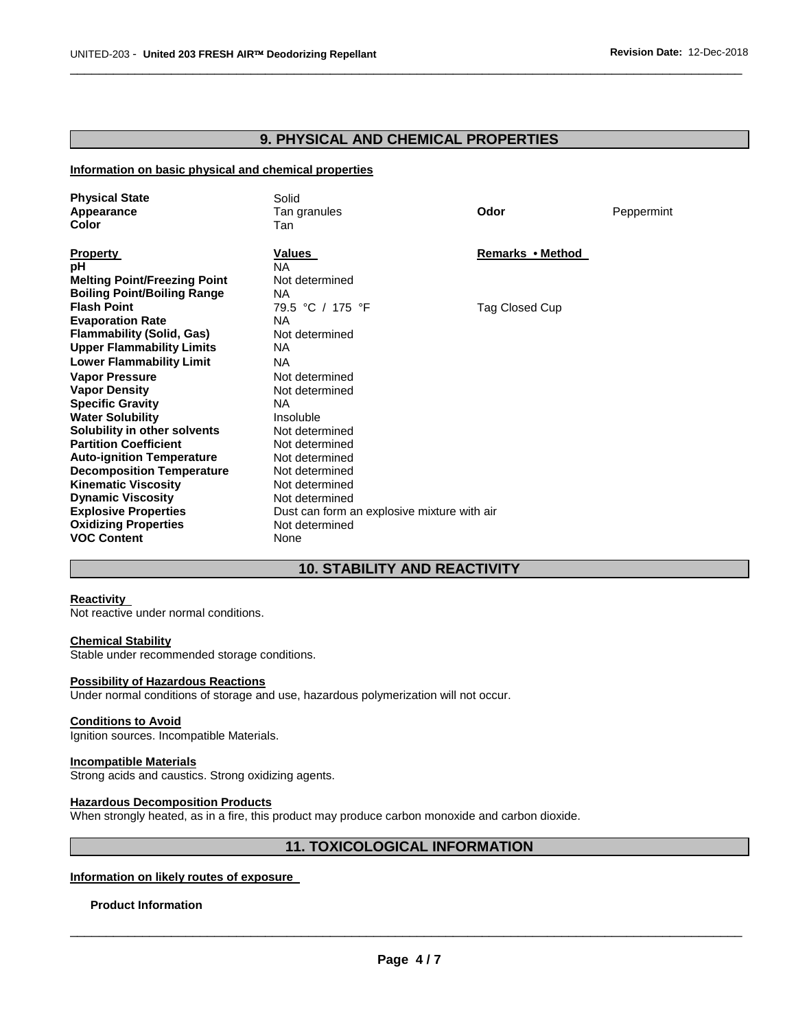## 9. PHYSICAL AND CHEMICAL PROPERTIES

**Information on basic physical and chemical properties**

| | | | |
|---|---|---|---|
| **Physical State** | Solid | | |
| **Appearance** | Tan granules | **Odor** | Peppermint |
| **Color** | Tan | | |

| **Property** | **Values** | **Remarks • Method** |
|---|---|---|
| **pH** | NA | |
| **Melting Point/Freezing Point** | Not determined | |
| **Boiling Point/Boiling Range** | NA | |
| **Flash Point** | 79.5 °C / 175 °F | Tag Closed Cup |
| **Evaporation Rate** | NA | |
| **Flammability (Solid, Gas)** | Not determined | |
| **Upper Flammability Limits** | NA | |
| **Lower Flammability Limit** | NA | |
| **Vapor Pressure** | Not determined | |
| **Vapor Density** | Not determined | |
| **Specific Gravity** | NA | |
| **Water Solubility** | Insoluble | |
| **Solubility in other solvents** | Not determined | |
| **Partition Coefficient** | Not determined | |
| **Auto-ignition Temperature** | Not determined | |
| **Decomposition Temperature** | Not determined | |
| **Kinematic Viscosity** | Not determined | |
| **Dynamic Viscosity** | Not determined | |
| **Explosive Properties** | Dust can form an explosive mixture with air | |
| **Oxidizing Properties** | Not determined | |
| **VOC Content** | None | |

## 10. STABILITY AND REACTIVITY

**Reactivity**

Not reactive under normal conditions.

**Chemical Stability**

Stable under recommended storage conditions.

**Possibility of Hazardous Reactions**

Under normal conditions of storage and use, hazardous polymerization will not occur.

**Conditions to Avoid**

Ignition sources. Incompatible Materials.

**Incompatible Materials**

Strong acids and caustics. Strong oxidizing agents.

**Hazardous Decomposition Products**

When strongly heated, as in a fire, this product may produce carbon monoxide and carbon dioxide.

## 11. TOXICOLOGICAL INFORMATION

**Information on likely routes of exposure**

**Product Information**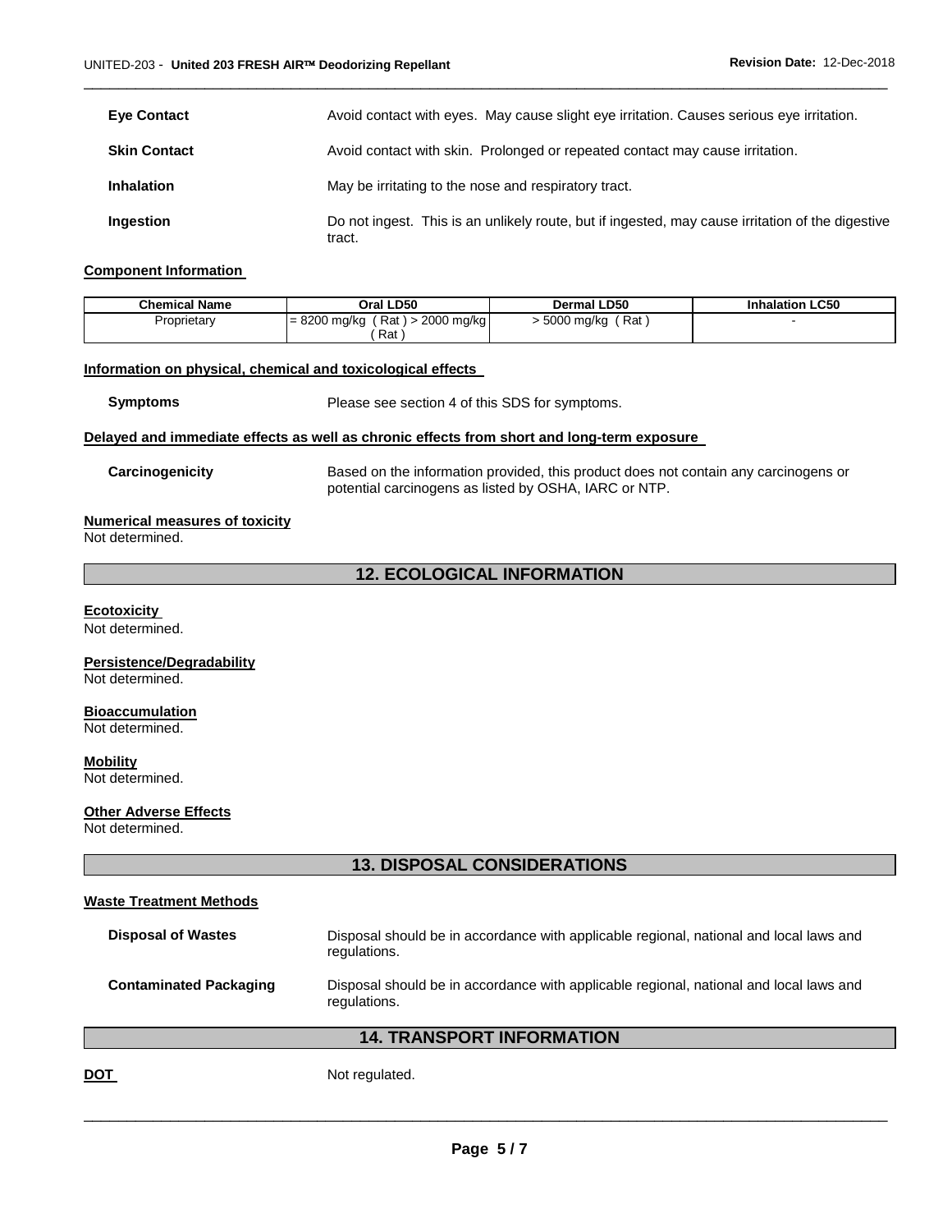| | |
|---|---|
| **Eye Contact** | Avoid contact with eyes. May cause slight eye irritation. Causes serious eye irritation. |
| **Skin Contact** | Avoid contact with skin. Prolonged or repeated contact may cause irritation. |
| **Inhalation** | May be irritating to the nose and respiratory tract. |
| **Ingestion** | Do not ingest. This is an unlikely route, but if ingested, may cause irritation of the digestive tract. |

**Component Information**

| Chemical Name | Oral LD50 | Dermal LD50 | Inhalation LC50 |
|---|---|---|---|
| Proprietary | = 8200 mg/kg ( Rat ) > 2000 mg/kg ( Rat ) | > 5000 mg/kg ( Rat ) | - |

**Information on physical, chemical and toxicological effects**

**Symptoms** Please see section 4 of this SDS for symptoms.

**Delayed and immediate effects as well as chronic effects from short and long-term exposure**

**Carcinogenicity** Based on the information provided, this product does not contain any carcinogens or potential carcinogens as listed by OSHA, IARC or NTP.

**Numerical measures of toxicity**
Not determined.

## 12. ECOLOGICAL INFORMATION

**Ecotoxicity**
Not determined.

**Persistence/Degradability**
Not determined.

**Bioaccumulation**
Not determined.

**Mobility**
Not determined.

**Other Adverse Effects**
Not determined.

## 13. DISPOSAL CONSIDERATIONS

**Waste Treatment Methods**

**Disposal of Wastes** Disposal should be in accordance with applicable regional, national and local laws and regulations.

**Contaminated Packaging** Disposal should be in accordance with applicable regional, national and local laws and regulations.

## 14. TRANSPORT INFORMATION

**DOT** Not regulated.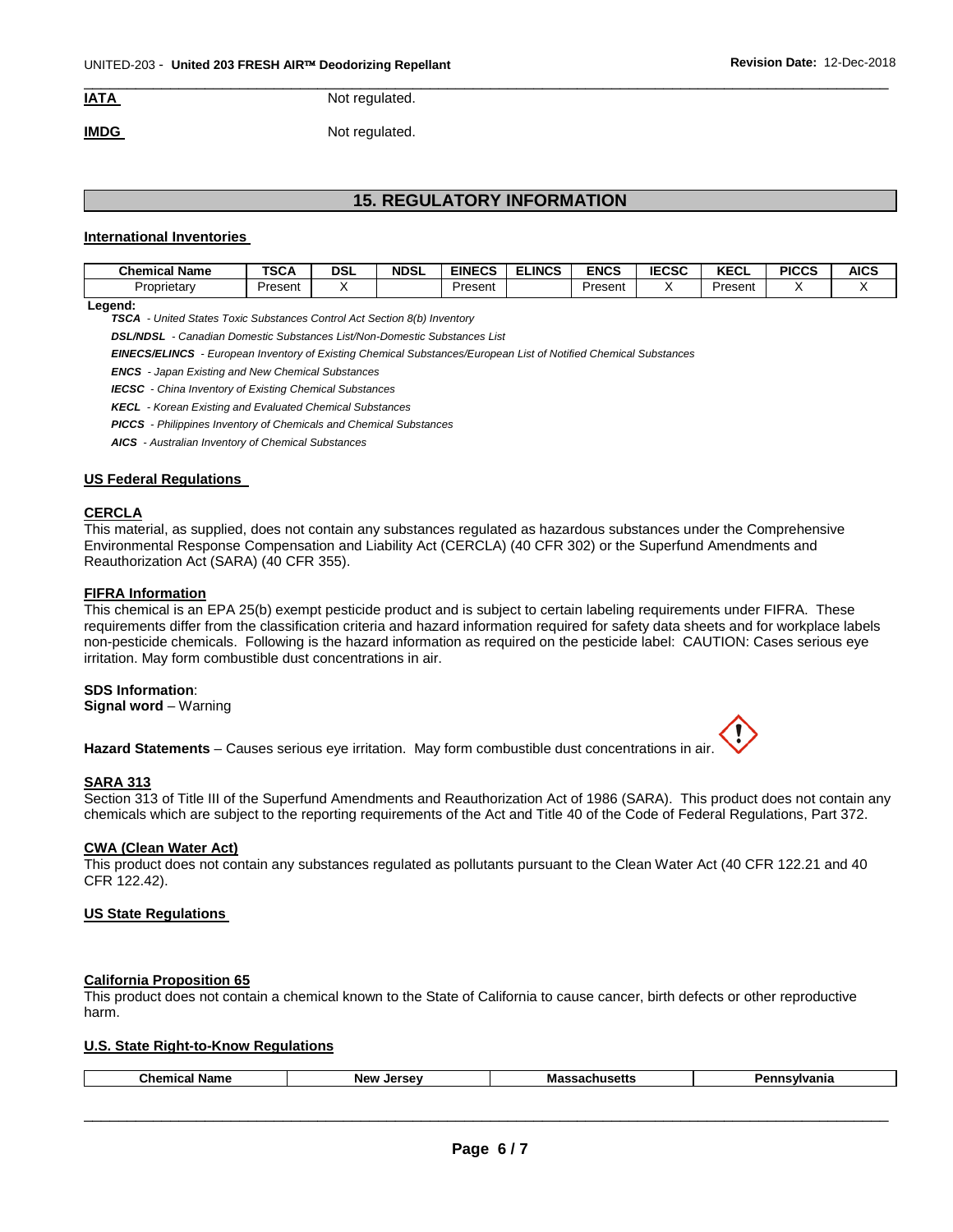**IATA** Not regulated.

**IMDG** Not regulated.

## 15. REGULATORY INFORMATION

### International Inventories

| Chemical Name | TSCA | DSL | NDSL | EINECS | ELINCS | ENCS | IECSC | KECL | PICCS | AICS |
|---|---|---|---|---|---|---|---|---|---|---|
| Proprietary | Present | X | | Present | | Present | X | Present | X | X |

**Legend:**

***TSCA*** *- United States Toxic Substances Control Act Section 8(b) Inventory*

***DSL/NDSL*** *- Canadian Domestic Substances List/Non-Domestic Substances List*

***EINECS/ELINCS*** *- European Inventory of Existing Chemical Substances/European List of Notified Chemical Substances*

***ENCS*** *- Japan Existing and New Chemical Substances*

***IECSC*** *- China Inventory of Existing Chemical Substances*

***KECL*** *- Korean Existing and Evaluated Chemical Substances*

***PICCS*** *- Philippines Inventory of Chemicals and Chemical Substances*

***AICS*** *- Australian Inventory of Chemical Substances*

### US Federal Regulations

**CERCLA**

This material, as supplied, does not contain any substances regulated as hazardous substances under the Comprehensive Environmental Response Compensation and Liability Act (CERCLA) (40 CFR 302) or the Superfund Amendments and Reauthorization Act (SARA) (40 CFR 355).

**FIFRA Information**

This chemical is an EPA 25(b) exempt pesticide product and is subject to certain labeling requirements under FIFRA. These requirements differ from the classification criteria and hazard information required for safety data sheets and for workplace labels non-pesticide chemicals. Following is the hazard information as required on the pesticide label: CAUTION: Cases serious eye irritation. May form combustible dust concentrations in air.

**SDS Information**:
**Signal word** – Warning

**Hazard Statements** – Causes serious eye irritation. May form combustible dust concentrations in air.

**SARA 313**

Section 313 of Title III of the Superfund Amendments and Reauthorization Act of 1986 (SARA). This product does not contain any chemicals which are subject to the reporting requirements of the Act and Title 40 of the Code of Federal Regulations, Part 372.

**CWA (Clean Water Act)**

This product does not contain any substances regulated as pollutants pursuant to the Clean Water Act (40 CFR 122.21 and 40 CFR 122.42).

### US State Regulations

**California Proposition 65**

This product does not contain a chemical known to the State of California to cause cancer, birth defects or other reproductive harm.

**U.S. State Right-to-Know Regulations**

| Chemical Name | New Jersey | Massachusetts | Pennsylvania |
|---|---|---|---|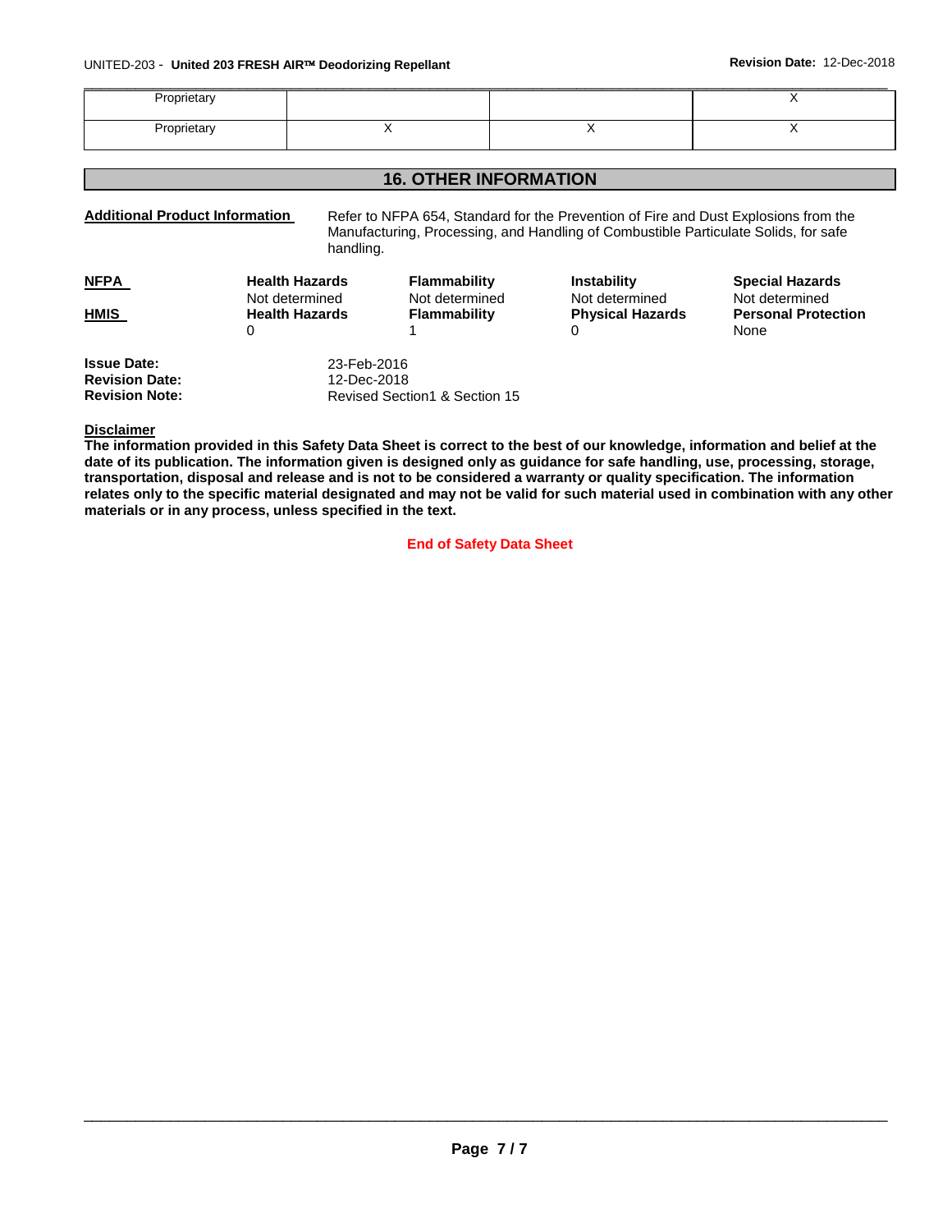| | | | |
|---|---|---|---|
| Proprietary | | | X |
| Proprietary | X | X | X |

## 16. OTHER INFORMATION

**Additional Product Information**

Refer to NFPA 654, Standard for the Prevention of Fire and Dust Explosions from the Manufacturing, Processing, and Handling of Combustible Particulate Solids, for safe handling.

| | | | | |
|---|---|---|---|---|
| **NFPA** | **Health Hazards** | **Flammability** | **Instability** | **Special Hazards** |
| | Not determined | Not determined | Not determined | Not determined |
| **HMIS** | **Health Hazards** | **Flammability** | **Physical Hazards** | **Personal Protection** |
| | 0 | 1 | 0 | None |

**Issue Date:** 23-Feb-2016
**Revision Date:** 12-Dec-2018
**Revision Note:** Revised Section1 & Section 15

**Disclaimer**

**The information provided in this Safety Data Sheet is correct to the best of our knowledge, information and belief at the date of its publication. The information given is designed only as guidance for safe handling, use, processing, storage, transportation, disposal and release and is not to be considered a warranty or quality specification. The information relates only to the specific material designated and may not be valid for such material used in combination with any other materials or in any process, unless specified in the text.**

**End of Safety Data Sheet**